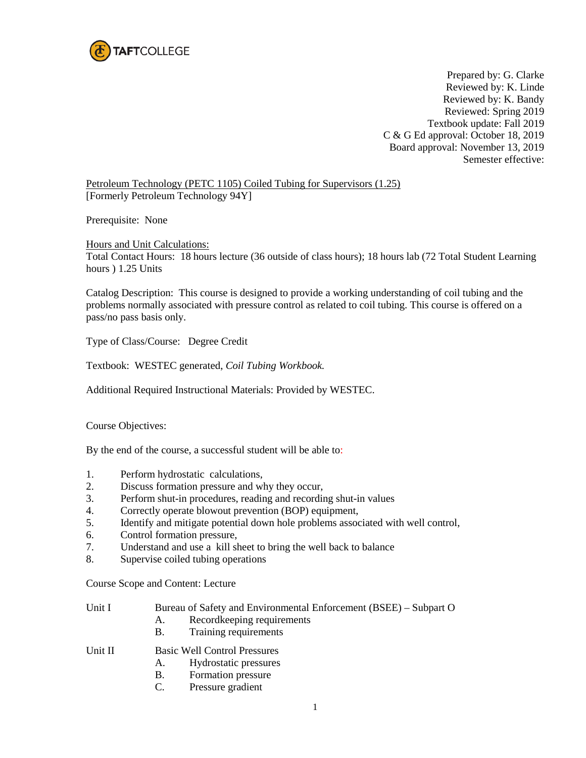TAFTCOLLEGE

Prepared by: G. Clarke
Reviewed by: K. Linde
Reviewed by: K. Bandy
Reviewed: Spring 2019
Textbook update: Fall 2019
C & G Ed approval: October 18, 2019
Board approval: November 13, 2019
Semester effective:

Petroleum Technology (PETC 1105) Coiled Tubing for Supervisors (1.25)
[Formerly Petroleum Technology 94Y]

Prerequisite: None

Hours and Unit Calculations:
Total Contact Hours: 18 hours lecture (36 outside of class hours); 18 hours lab (72 Total Student Learning hours ) 1.25 Units

Catalog Description: This course is designed to provide a working understanding of coil tubing and the problems normally associated with pressure control as related to coil tubing. This course is offered on a pass/no pass basis only.

Type of Class/Course: Degree Credit

Textbook: WESTEC generated, *Coil Tubing Workbook.*

Additional Required Instructional Materials: Provided by WESTEC.

Course Objectives:

By the end of the course, a successful student will be able to:

1. Perform hydrostatic calculations,
2. Discuss formation pressure and why they occur,
3. Perform shut-in procedures, reading and recording shut-in values
4. Correctly operate blowout prevention (BOP) equipment,
5. Identify and mitigate potential down hole problems associated with well control,
6. Control formation pressure,
7. Understand and use a kill sheet to bring the well back to balance
8. Supervise coiled tubing operations

Course Scope and Content: Lecture

Unit I Bureau of Safety and Environmental Enforcement (BSEE) – Subpart O
- A. Recordkeeping requirements
- B. Training requirements

Unit II Basic Well Control Pressures
- A. Hydrostatic pressures
- B. Formation pressure
- C. Pressure gradient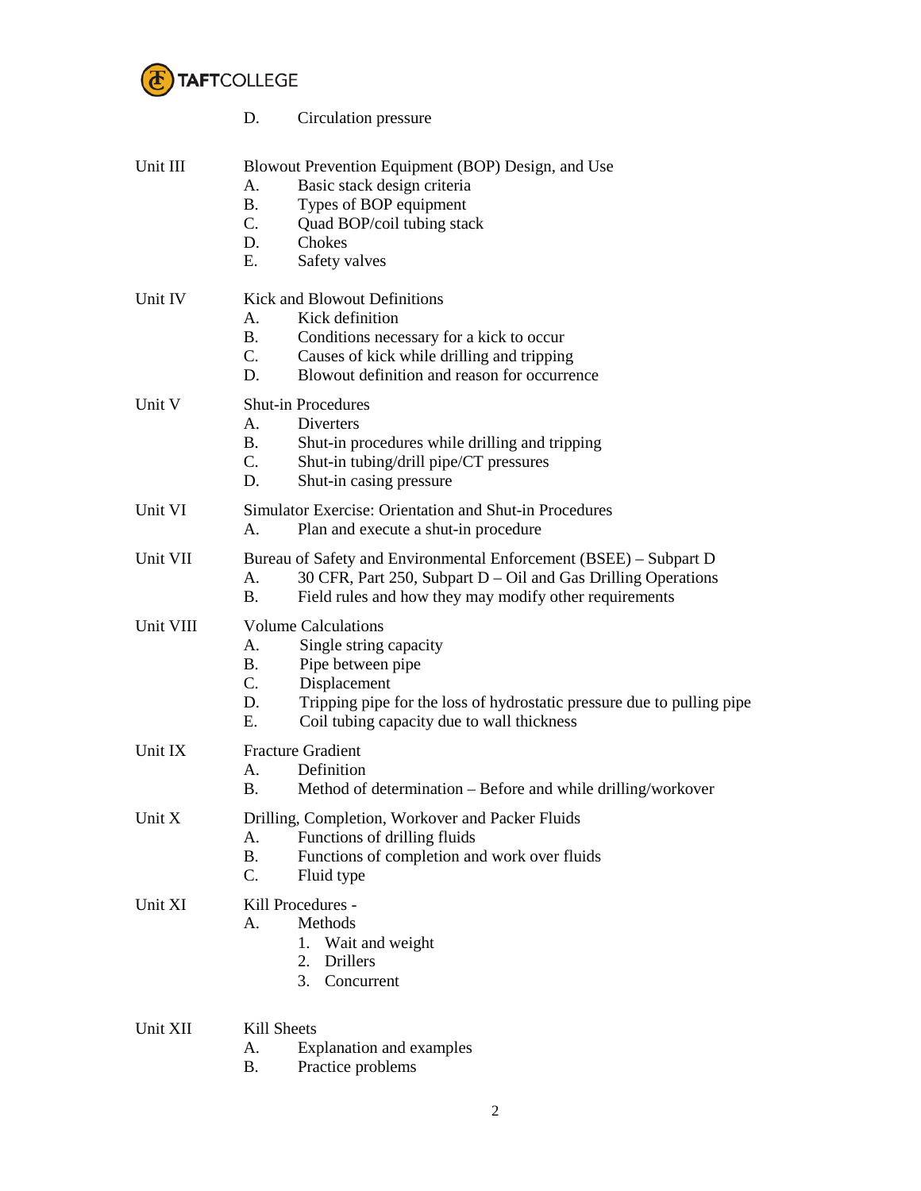D. Circulation pressure

Unit III Blowout Prevention Equipment (BOP) Design, and Use
- A. Basic stack design criteria
- B. Types of BOP equipment
- C. Quad BOP/coil tubing stack
- D. Chokes
- E. Safety valves

Unit IV Kick and Blowout Definitions
- A. Kick definition
- B. Conditions necessary for a kick to occur
- C. Causes of kick while drilling and tripping
- D. Blowout definition and reason for occurrence

Unit V Shut-in Procedures
- A. Diverters
- B. Shut-in procedures while drilling and tripping
- C. Shut-in tubing/drill pipe/CT pressures
- D. Shut-in casing pressure

Unit VI Simulator Exercise: Orientation and Shut-in Procedures
- A. Plan and execute a shut-in procedure

Unit VII Bureau of Safety and Environmental Enforcement (BSEE) – Subpart D
- A. 30 CFR, Part 250, Subpart D – Oil and Gas Drilling Operations
- B. Field rules and how they may modify other requirements

Unit VIII Volume Calculations
- A. Single string capacity
- B. Pipe between pipe
- C. Displacement
- D. Tripping pipe for the loss of hydrostatic pressure due to pulling pipe
- E. Coil tubing capacity due to wall thickness

Unit IX Fracture Gradient
- A. Definition
- B. Method of determination – Before and while drilling/workover

Unit X Drilling, Completion, Workover and Packer Fluids
- A. Functions of drilling fluids
- B. Functions of completion and work over fluids
- C. Fluid type

Unit XI Kill Procedures -
- A. Methods
  1. Wait and weight
  2. Drillers
  3. Concurrent

Unit XII Kill Sheets
- A. Explanation and examples
- B. Practice problems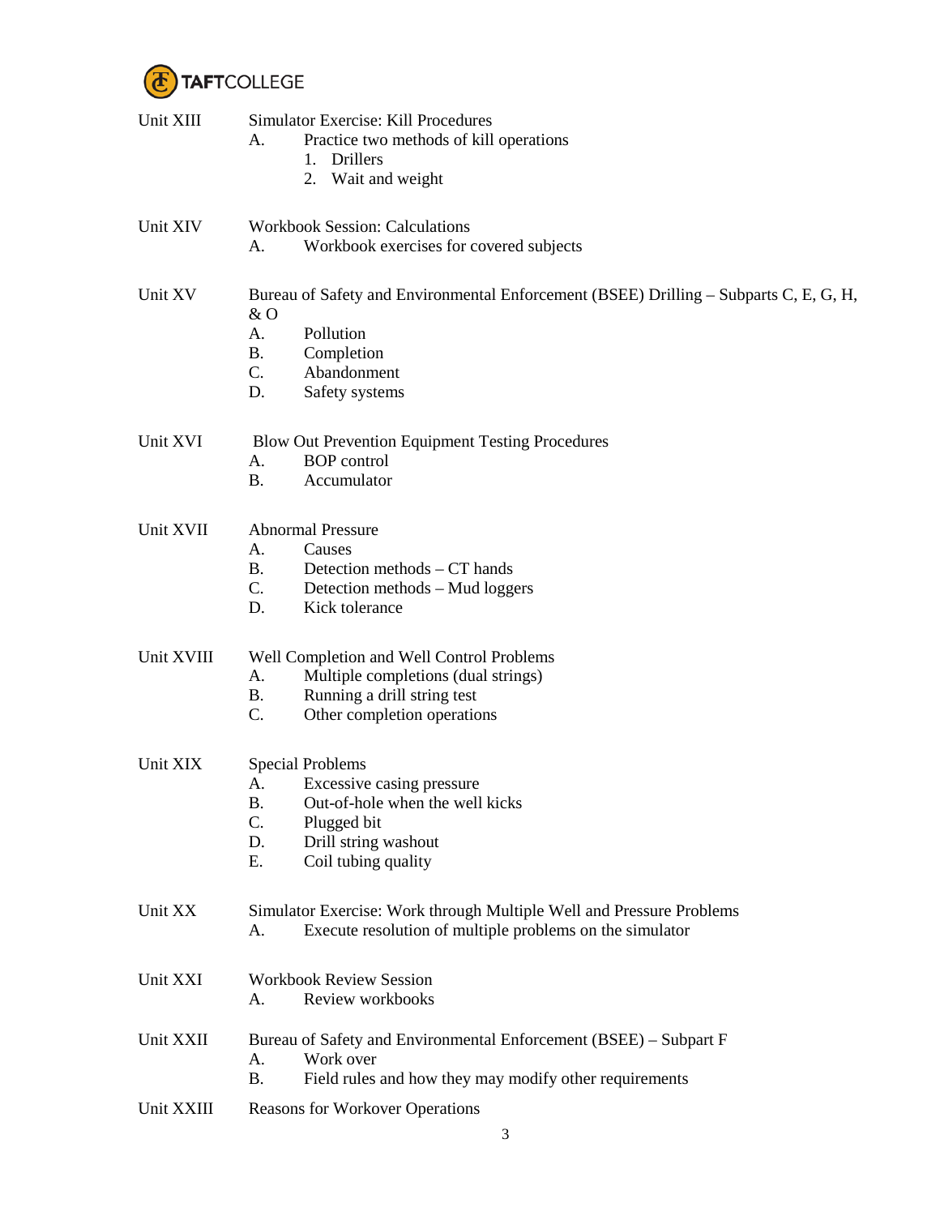Unit XIII Simulator Exercise: Kill Procedures

A. Practice two methods of kill operations
   1. Drillers
   2. Wait and weight

Unit XIV Workbook Session: Calculations

A. Workbook exercises for covered subjects

Unit XV Bureau of Safety and Environmental Enforcement (BSEE) Drilling – Subparts C, E, G, H, & O

A. Pollution
B. Completion
C. Abandonment
D. Safety systems

Unit XVI Blow Out Prevention Equipment Testing Procedures

A. BOP control
B. Accumulator

Unit XVII Abnormal Pressure

A. Causes
B. Detection methods – CT hands
C. Detection methods – Mud loggers
D. Kick tolerance

Unit XVIII Well Completion and Well Control Problems

A. Multiple completions (dual strings)
B. Running a drill string test
C. Other completion operations

Unit XIX Special Problems

A. Excessive casing pressure
B. Out-of-hole when the well kicks
C. Plugged bit
D. Drill string washout
E. Coil tubing quality

Unit XX Simulator Exercise: Work through Multiple Well and Pressure Problems

A. Execute resolution of multiple problems on the simulator

Unit XXI Workbook Review Session

A. Review workbooks

Unit XXII Bureau of Safety and Environmental Enforcement (BSEE) – Subpart F

A. Work over
B. Field rules and how they may modify other requirements

Unit XXIII Reasons for Workover Operations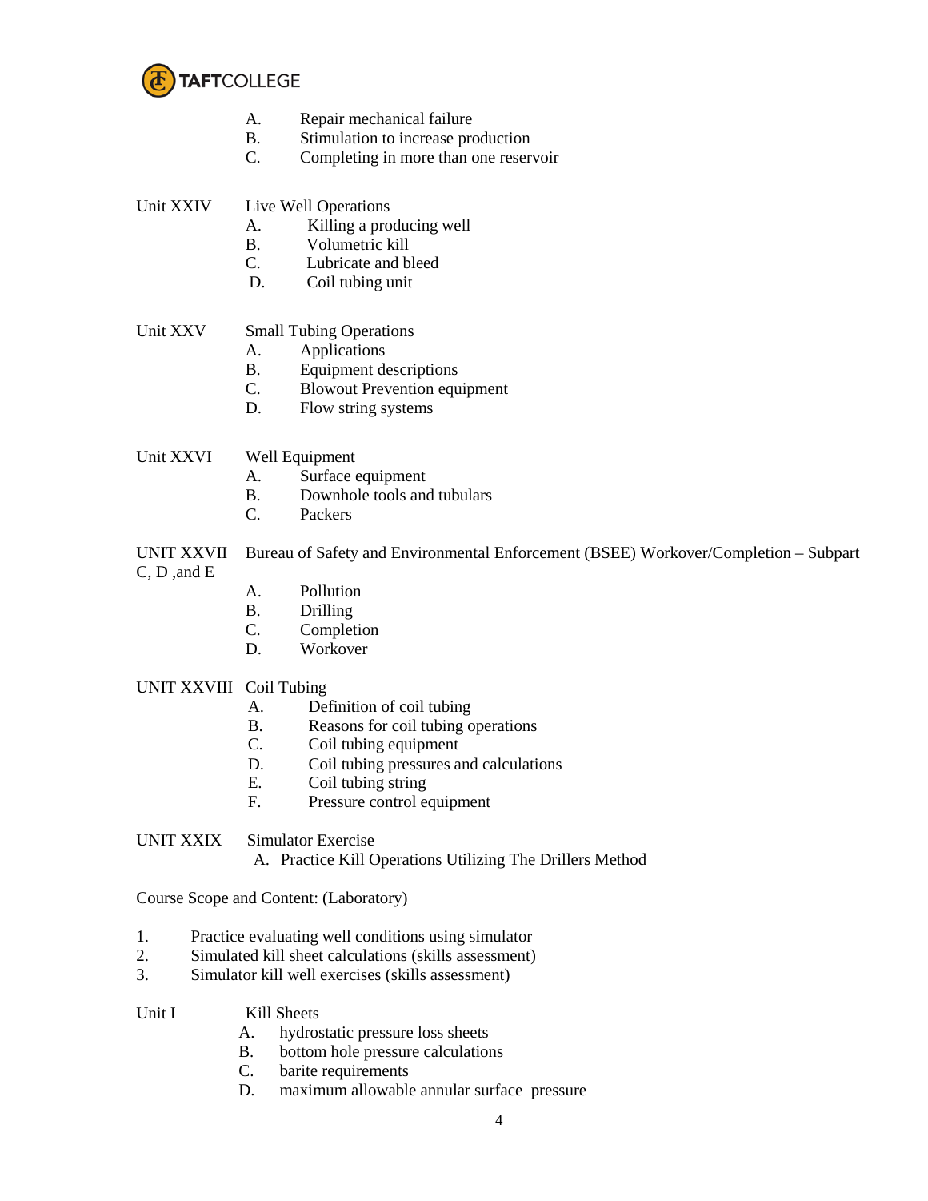A. Repair mechanical failure
B. Stimulation to increase production
C. Completing in more than one reservoir

Unit XXIV Live Well Operations

A. Killing a producing well
B. Volumetric kill
C. Lubricate and bleed
D. Coil tubing unit

Unit XXV Small Tubing Operations

A. Applications
B. Equipment descriptions
C. Blowout Prevention equipment
D. Flow string systems

Unit XXVI Well Equipment

A. Surface equipment
B. Downhole tools and tubulars
C. Packers

UNIT XXVII Bureau of Safety and Environmental Enforcement (BSEE) Workover/Completion – Subpart C, D ,and E

A. Pollution
B. Drilling
C. Completion
D. Workover

UNIT XXVIII Coil Tubing

A. Definition of coil tubing
B. Reasons for coil tubing operations
C. Coil tubing equipment
D. Coil tubing pressures and calculations
E. Coil tubing string
F. Pressure control equipment

UNIT XXIX Simulator Exercise

A. Practice Kill Operations Utilizing The Drillers Method

Course Scope and Content: (Laboratory)

1. Practice evaluating well conditions using simulator
2. Simulated kill sheet calculations (skills assessment)
3. Simulator kill well exercises (skills assessment)

Unit I Kill Sheets

A. hydrostatic pressure loss sheets
B. bottom hole pressure calculations
C. barite requirements
D. maximum allowable annular surface pressure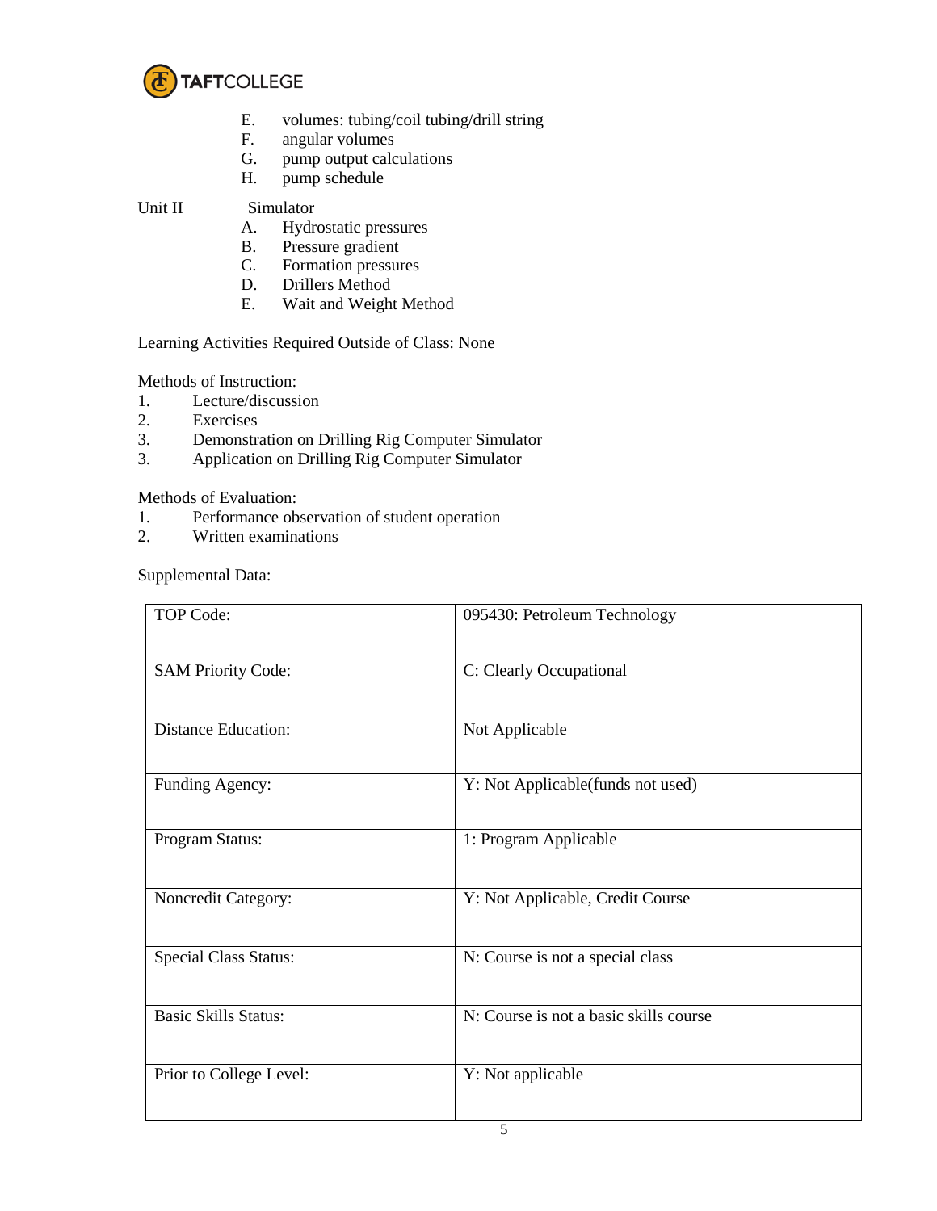E. volumes: tubing/coil tubing/drill string
F. angular volumes
G. pump output calculations
H. pump schedule

Unit II Simulator

A. Hydrostatic pressures
B. Pressure gradient
C. Formation pressures
D. Drillers Method
E. Wait and Weight Method

Learning Activities Required Outside of Class: None

Methods of Instruction:

1. Lecture/discussion
2. Exercises
3. Demonstration on Drilling Rig Computer Simulator
3. Application on Drilling Rig Computer Simulator

Methods of Evaluation:

1. Performance observation of student operation
2. Written examinations

Supplemental Data:

| | |
|---|---|
| TOP Code: | 095430: Petroleum Technology |
| SAM Priority Code: | C: Clearly Occupational |
| Distance Education: | Not Applicable |
| Funding Agency: | Y: Not Applicable(funds not used) |
| Program Status: | 1: Program Applicable |
| Noncredit Category: | Y: Not Applicable, Credit Course |
| Special Class Status: | N: Course is not a special class |
| Basic Skills Status: | N: Course is not a basic skills course |
| Prior to College Level: | Y: Not applicable |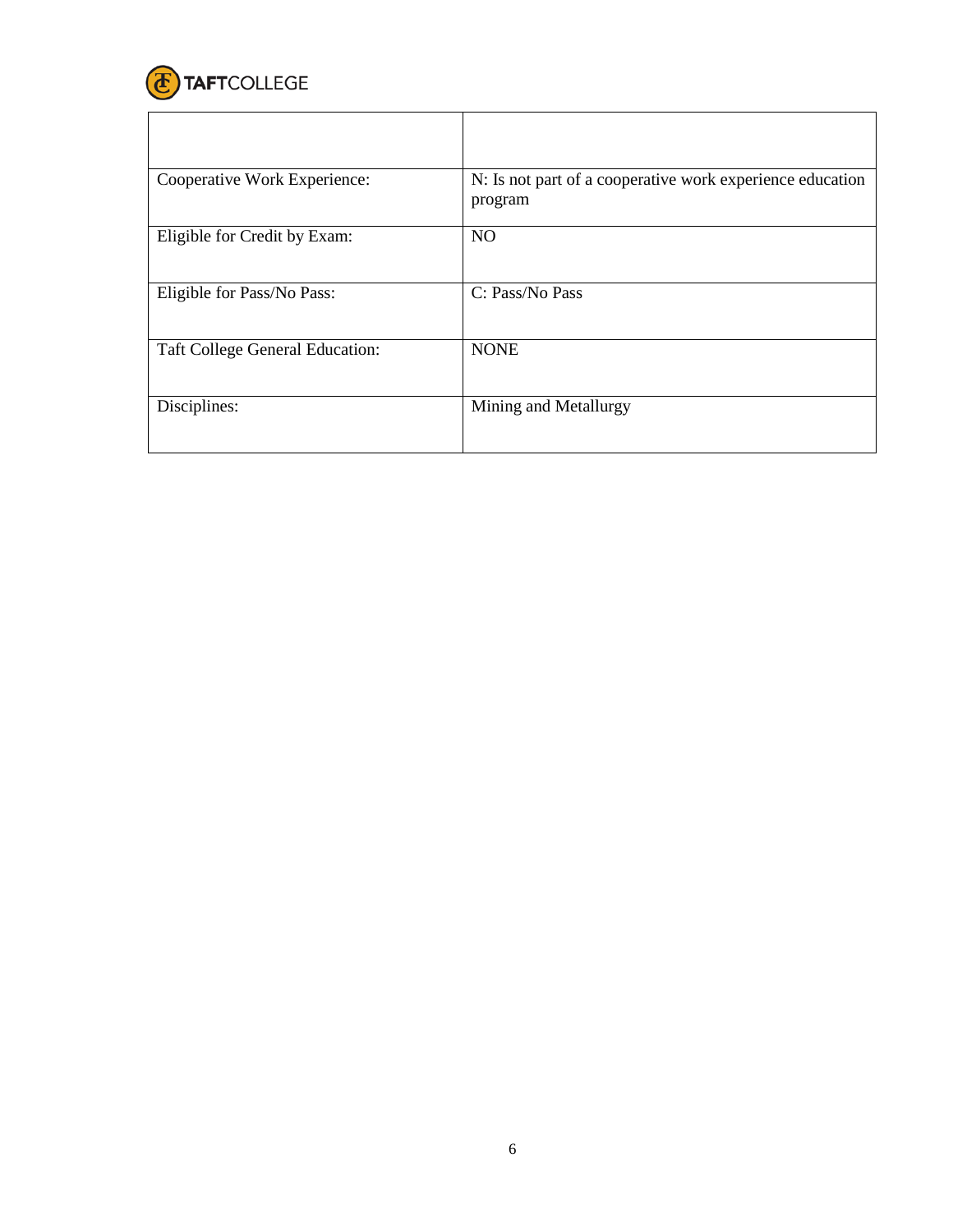| | |
|---|---|
| Cooperative Work Experience: | N: Is not part of a cooperative work experience education program |
| Eligible for Credit by Exam: | NO |
| Eligible for Pass/No Pass: | C: Pass/No Pass |
| Taft College General Education: | NONE |
| Disciplines: | Mining and Metallurgy |